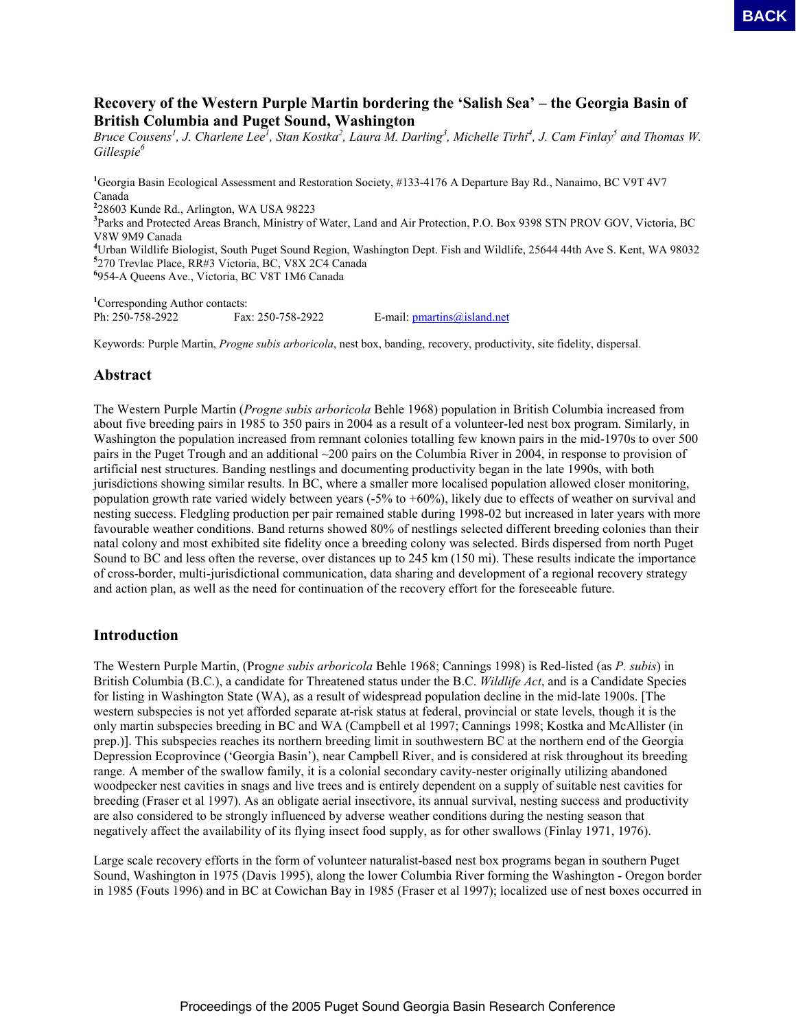# Recovery of the Western Purple Martin bordering the 'Salish Sea' – the Georgia Basin of British Columbia and Puget Sound, Washington

*Bruce Cousens[1], J. Charlene Lee[1], Stan Kostka[2], Laura M. Darling[3], Michelle Tirhi[4], J. Cam Finlay[5] and Thomas W. Gillespie[6]*

[1]Georgia Basin Ecological Assessment and Restoration Society, #133-4176 A Departure Bay Rd., Nanaimo, BC V9T 4V7 Canada
[2]28603 Kunde Rd., Arlington, WA USA 98223
[3]Parks and Protected Areas Branch, Ministry of Water, Land and Air Protection, P.O. Box 9398 STN PROV GOV, Victoria, BC V8W 9M9 Canada
[4]Urban Wildlife Biologist, South Puget Sound Region, Washington Dept. Fish and Wildlife, 25644 44th Ave S. Kent, WA 98032
[5]270 Trevlac Place, RR#3 Victoria, BC, V8X 2C4 Canada
[6]954-A Queens Ave., Victoria, BC V8T 1M6 Canada

[1]Corresponding Author contacts:
Ph: 250-758-2922 Fax: 250-758-2922 E-mail: pmartins@island.net

Keywords: Purple Martin, *Progne subis arboricola*, nest box, banding, recovery, productivity, site fidelity, dispersal.

## Abstract

The Western Purple Martin (*Progne subis arboricola* Behle 1968) population in British Columbia increased from about five breeding pairs in 1985 to 350 pairs in 2004 as a result of a volunteer-led nest box program. Similarly, in Washington the population increased from remnant colonies totalling few known pairs in the mid-1970s to over 500 pairs in the Puget Trough and an additional ~200 pairs on the Columbia River in 2004, in response to provision of artificial nest structures. Banding nestlings and documenting productivity began in the late 1990s, with both jurisdictions showing similar results. In BC, where a smaller more localised population allowed closer monitoring, population growth rate varied widely between years (-5% to +60%), likely due to effects of weather on survival and nesting success. Fledgling production per pair remained stable during 1998-02 but increased in later years with more favourable weather conditions. Band returns showed 80% of nestlings selected different breeding colonies than their natal colony and most exhibited site fidelity once a breeding colony was selected. Birds dispersed from north Puget Sound to BC and less often the reverse, over distances up to 245 km (150 mi). These results indicate the importance of cross-border, multi-jurisdictional communication, data sharing and development of a regional recovery strategy and action plan, as well as the need for continuation of the recovery effort for the foreseeable future.

## Introduction

The Western Purple Martin, (*Progne subis arboricola* Behle 1968; Cannings 1998) is Red-listed (as *P. subis*) in British Columbia (B.C.), a candidate for Threatened status under the B.C. *Wildlife Act*, and is a Candidate Species for listing in Washington State (WA), as a result of widespread population decline in the mid-late 1900s. [The western subspecies is not yet afforded separate at-risk status at federal, provincial or state levels, though it is the only martin subspecies breeding in BC and WA (Campbell et al 1997; Cannings 1998; Kostka and McAllister (in prep.)]. This subspecies reaches its northern breeding limit in southwestern BC at the northern end of the Georgia Depression Ecoprovince ('Georgia Basin'), near Campbell River, and is considered at risk throughout its breeding range. A member of the swallow family, it is a colonial secondary cavity-nester originally utilizing abandoned woodpecker nest cavities in snags and live trees and is entirely dependent on a supply of suitable nest cavities for breeding (Fraser et al 1997). As an obligate aerial insectivore, its annual survival, nesting success and productivity are also considered to be strongly influenced by adverse weather conditions during the nesting season that negatively affect the availability of its flying insect food supply, as for other swallows (Finlay 1971, 1976).

Large scale recovery efforts in the form of volunteer naturalist-based nest box programs began in southern Puget Sound, Washington in 1975 (Davis 1995), along the lower Columbia River forming the Washington - Oregon border in 1985 (Fouts 1996) and in BC at Cowichan Bay in 1985 (Fraser et al 1997); localized use of nest boxes occurred in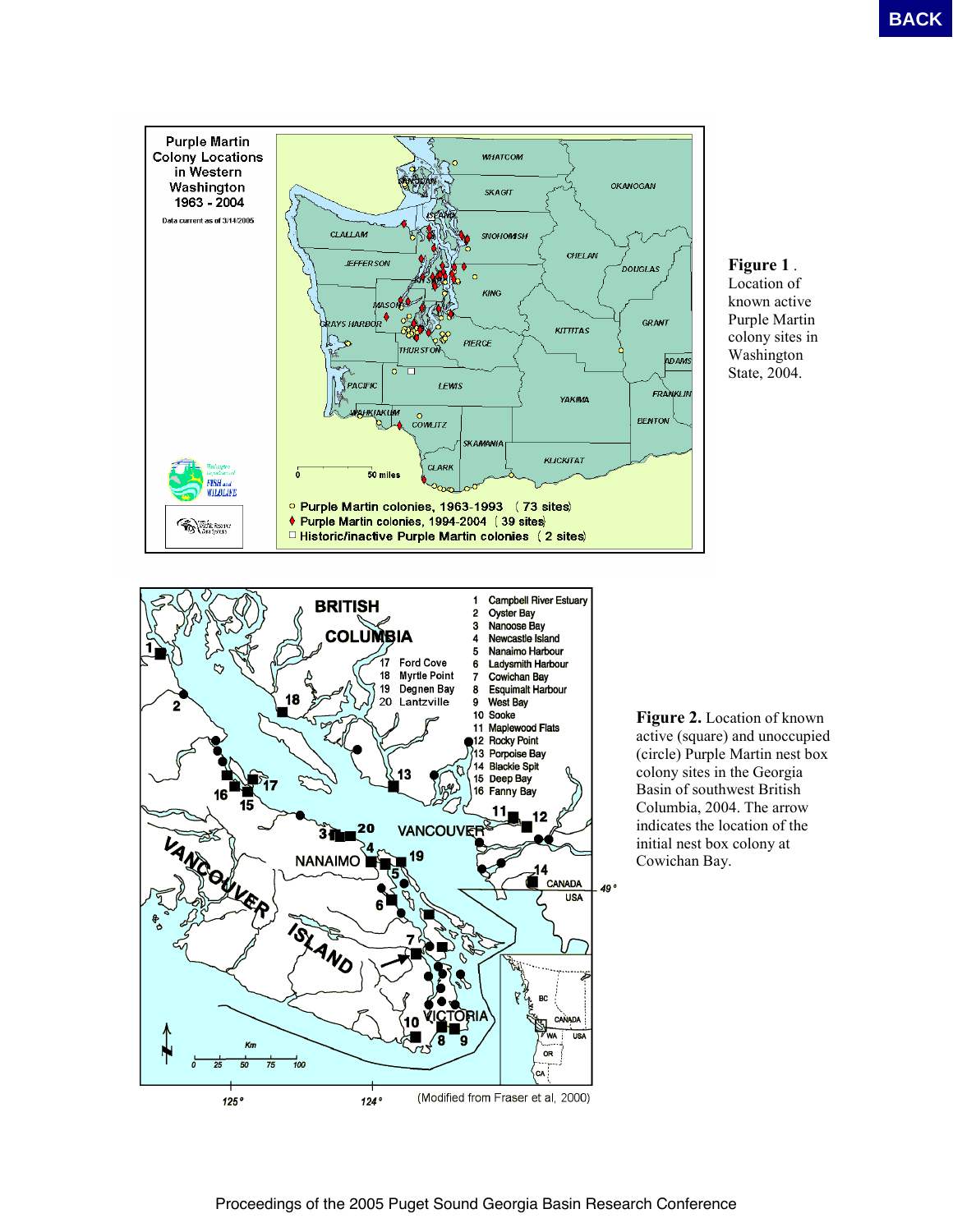**Figure 1** . Location of known active Purple Martin colony sites in Washington State, 2004.

**Figure 2.** Location of known active (square) and unoccupied (circle) Purple Martin nest box colony sites in the Georgia Basin of southwest British Columbia, 2004. The arrow indicates the location of the initial nest box colony at Cowichan Bay.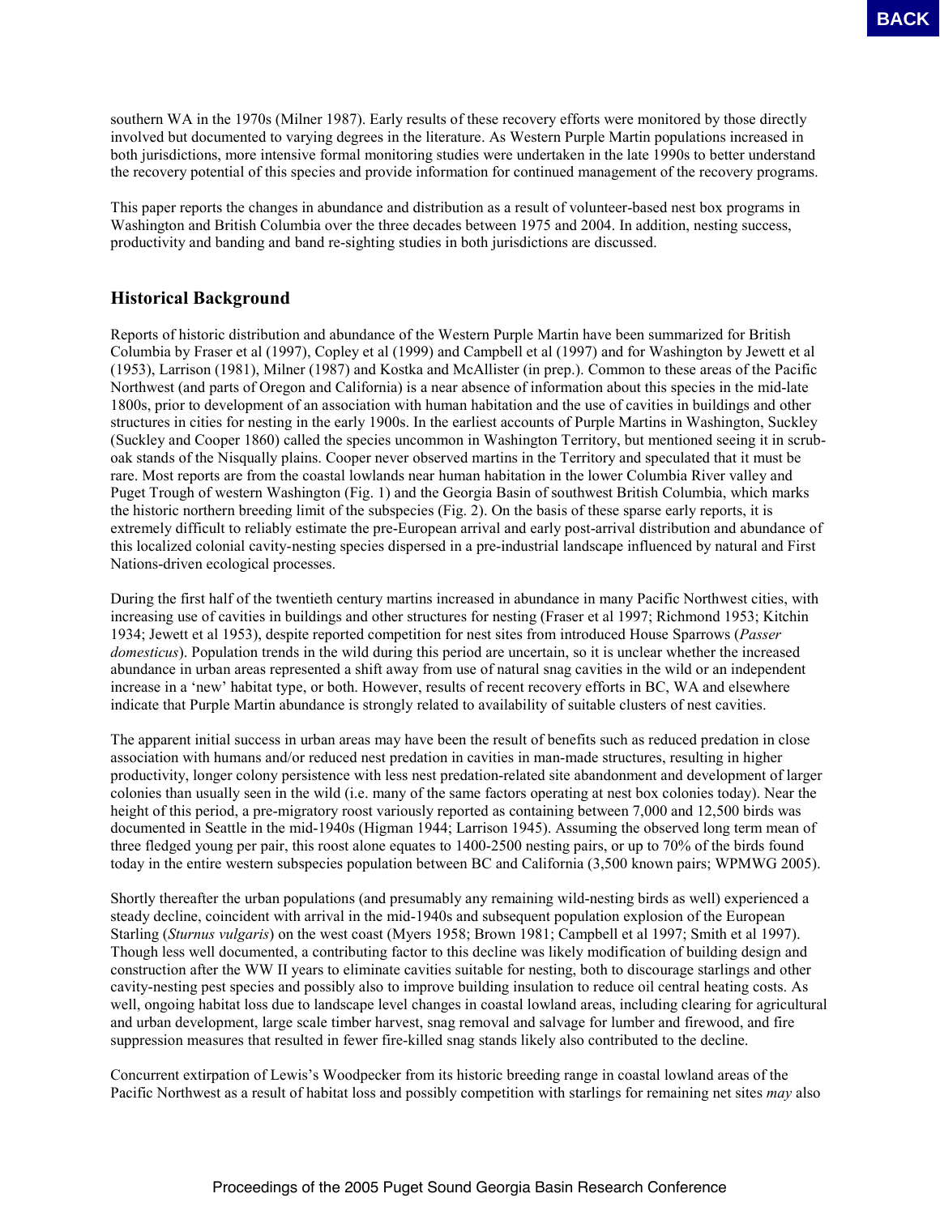southern WA in the 1970s (Milner 1987). Early results of these recovery efforts were monitored by those directly involved but documented to varying degrees in the literature. As Western Purple Martin populations increased in both jurisdictions, more intensive formal monitoring studies were undertaken in the late 1990s to better understand the recovery potential of this species and provide information for continued management of the recovery programs.

This paper reports the changes in abundance and distribution as a result of volunteer-based nest box programs in Washington and British Columbia over the three decades between 1975 and 2004. In addition, nesting success, productivity and banding and band re-sighting studies in both jurisdictions are discussed.

## Historical Background

Reports of historic distribution and abundance of the Western Purple Martin have been summarized for British Columbia by Fraser et al (1997), Copley et al (1999) and Campbell et al (1997) and for Washington by Jewett et al (1953), Larrison (1981), Milner (1987) and Kostka and McAllister (in prep.). Common to these areas of the Pacific Northwest (and parts of Oregon and California) is a near absence of information about this species in the mid-late 1800s, prior to development of an association with human habitation and the use of cavities in buildings and other structures in cities for nesting in the early 1900s. In the earliest accounts of Purple Martins in Washington, Suckley (Suckley and Cooper 1860) called the species uncommon in Washington Territory, but mentioned seeing it in scrub-oak stands of the Nisqually plains. Cooper never observed martins in the Territory and speculated that it must be rare. Most reports are from the coastal lowlands near human habitation in the lower Columbia River valley and Puget Trough of western Washington (Fig. 1) and the Georgia Basin of southwest British Columbia, which marks the historic northern breeding limit of the subspecies (Fig. 2). On the basis of these sparse early reports, it is extremely difficult to reliably estimate the pre-European arrival and early post-arrival distribution and abundance of this localized colonial cavity-nesting species dispersed in a pre-industrial landscape influenced by natural and First Nations-driven ecological processes.

During the first half of the twentieth century martins increased in abundance in many Pacific Northwest cities, with increasing use of cavities in buildings and other structures for nesting (Fraser et al 1997; Richmond 1953; Kitchin 1934; Jewett et al 1953), despite reported competition for nest sites from introduced House Sparrows (*Passer domesticus*). Population trends in the wild during this period are uncertain, so it is unclear whether the increased abundance in urban areas represented a shift away from use of natural snag cavities in the wild or an independent increase in a 'new' habitat type, or both. However, results of recent recovery efforts in BC, WA and elsewhere indicate that Purple Martin abundance is strongly related to availability of suitable clusters of nest cavities.

The apparent initial success in urban areas may have been the result of benefits such as reduced predation in close association with humans and/or reduced nest predation in cavities in man-made structures, resulting in higher productivity, longer colony persistence with less nest predation-related site abandonment and development of larger colonies than usually seen in the wild (i.e. many of the same factors operating at nest box colonies today). Near the height of this period, a pre-migratory roost variously reported as containing between 7,000 and 12,500 birds was documented in Seattle in the mid-1940s (Higman 1944; Larrison 1945). Assuming the observed long term mean of three fledged young per pair, this roost alone equates to 1400-2500 nesting pairs, or up to 70% of the birds found today in the entire western subspecies population between BC and California (3,500 known pairs; WPMWG 2005).

Shortly thereafter the urban populations (and presumably any remaining wild-nesting birds as well) experienced a steady decline, coincident with arrival in the mid-1940s and subsequent population explosion of the European Starling (*Sturnus vulgaris*) on the west coast (Myers 1958; Brown 1981; Campbell et al 1997; Smith et al 1997). Though less well documented, a contributing factor to this decline was likely modification of building design and construction after the WW II years to eliminate cavities suitable for nesting, both to discourage starlings and other cavity-nesting pest species and possibly also to improve building insulation to reduce oil central heating costs. As well, ongoing habitat loss due to landscape level changes in coastal lowland areas, including clearing for agricultural and urban development, large scale timber harvest, snag removal and salvage for lumber and firewood, and fire suppression measures that resulted in fewer fire-killed snag stands likely also contributed to the decline.

Concurrent extirpation of Lewis's Woodpecker from its historic breeding range in coastal lowland areas of the Pacific Northwest as a result of habitat loss and possibly competition with starlings for remaining net sites *may* also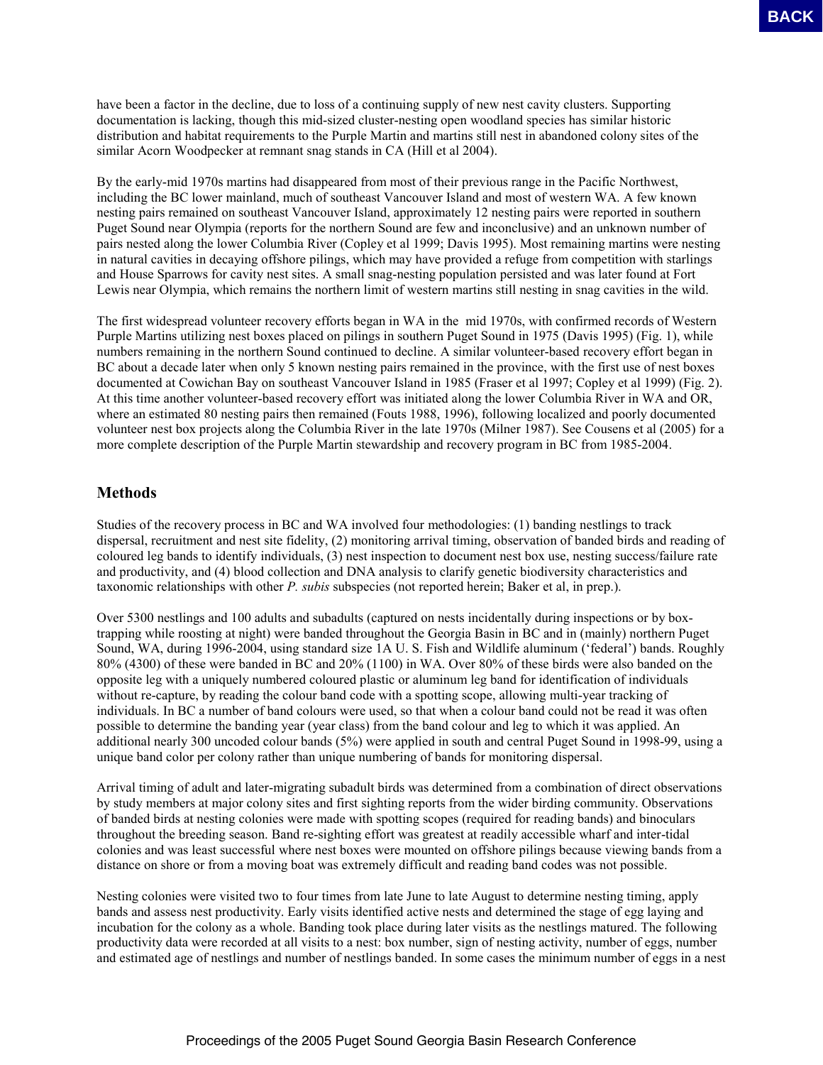have been a factor in the decline, due to loss of a continuing supply of new nest cavity clusters. Supporting documentation is lacking, though this mid-sized cluster-nesting open woodland species has similar historic distribution and habitat requirements to the Purple Martin and martins still nest in abandoned colony sites of the similar Acorn Woodpecker at remnant snag stands in CA (Hill et al 2004).

By the early-mid 1970s martins had disappeared from most of their previous range in the Pacific Northwest, including the BC lower mainland, much of southeast Vancouver Island and most of western WA. A few known nesting pairs remained on southeast Vancouver Island, approximately 12 nesting pairs were reported in southern Puget Sound near Olympia (reports for the northern Sound are few and inconclusive) and an unknown number of pairs nested along the lower Columbia River (Copley et al 1999; Davis 1995). Most remaining martins were nesting in natural cavities in decaying offshore pilings, which may have provided a refuge from competition with starlings and House Sparrows for cavity nest sites. A small snag-nesting population persisted and was later found at Fort Lewis near Olympia, which remains the northern limit of western martins still nesting in snag cavities in the wild.

The first widespread volunteer recovery efforts began in WA in the mid 1970s, with confirmed records of Western Purple Martins utilizing nest boxes placed on pilings in southern Puget Sound in 1975 (Davis 1995) (Fig. 1), while numbers remaining in the northern Sound continued to decline. A similar volunteer-based recovery effort began in BC about a decade later when only 5 known nesting pairs remained in the province, with the first use of nest boxes documented at Cowichan Bay on southeast Vancouver Island in 1985 (Fraser et al 1997; Copley et al 1999) (Fig. 2). At this time another volunteer-based recovery effort was initiated along the lower Columbia River in WA and OR, where an estimated 80 nesting pairs then remained (Fouts 1988, 1996), following localized and poorly documented volunteer nest box projects along the Columbia River in the late 1970s (Milner 1987). See Cousens et al (2005) for a more complete description of the Purple Martin stewardship and recovery program in BC from 1985-2004.

## Methods

Studies of the recovery process in BC and WA involved four methodologies: (1) banding nestlings to track dispersal, recruitment and nest site fidelity, (2) monitoring arrival timing, observation of banded birds and reading of coloured leg bands to identify individuals, (3) nest inspection to document nest box use, nesting success/failure rate and productivity, and (4) blood collection and DNA analysis to clarify genetic biodiversity characteristics and taxonomic relationships with other *P. subis* subspecies (not reported herein; Baker et al, in prep.).

Over 5300 nestlings and 100 adults and subadults (captured on nests incidentally during inspections or by box-trapping while roosting at night) were banded throughout the Georgia Basin in BC and in (mainly) northern Puget Sound, WA, during 1996-2004, using standard size 1A U. S. Fish and Wildlife aluminum ('federal') bands. Roughly 80% (4300) of these were banded in BC and 20% (1100) in WA. Over 80% of these birds were also banded on the opposite leg with a uniquely numbered coloured plastic or aluminum leg band for identification of individuals without re-capture, by reading the colour band code with a spotting scope, allowing multi-year tracking of individuals. In BC a number of band colours were used, so that when a colour band could not be read it was often possible to determine the banding year (year class) from the band colour and leg to which it was applied. An additional nearly 300 uncoded colour bands (5%) were applied in south and central Puget Sound in 1998-99, using a unique band color per colony rather than unique numbering of bands for monitoring dispersal.

Arrival timing of adult and later-migrating subadult birds was determined from a combination of direct observations by study members at major colony sites and first sighting reports from the wider birding community. Observations of banded birds at nesting colonies were made with spotting scopes (required for reading bands) and binoculars throughout the breeding season. Band re-sighting effort was greatest at readily accessible wharf and inter-tidal colonies and was least successful where nest boxes were mounted on offshore pilings because viewing bands from a distance on shore or from a moving boat was extremely difficult and reading band codes was not possible.

Nesting colonies were visited two to four times from late June to late August to determine nesting timing, apply bands and assess nest productivity. Early visits identified active nests and determined the stage of egg laying and incubation for the colony as a whole. Banding took place during later visits as the nestlings matured. The following productivity data were recorded at all visits to a nest: box number, sign of nesting activity, number of eggs, number and estimated age of nestlings and number of nestlings banded. In some cases the minimum number of eggs in a nest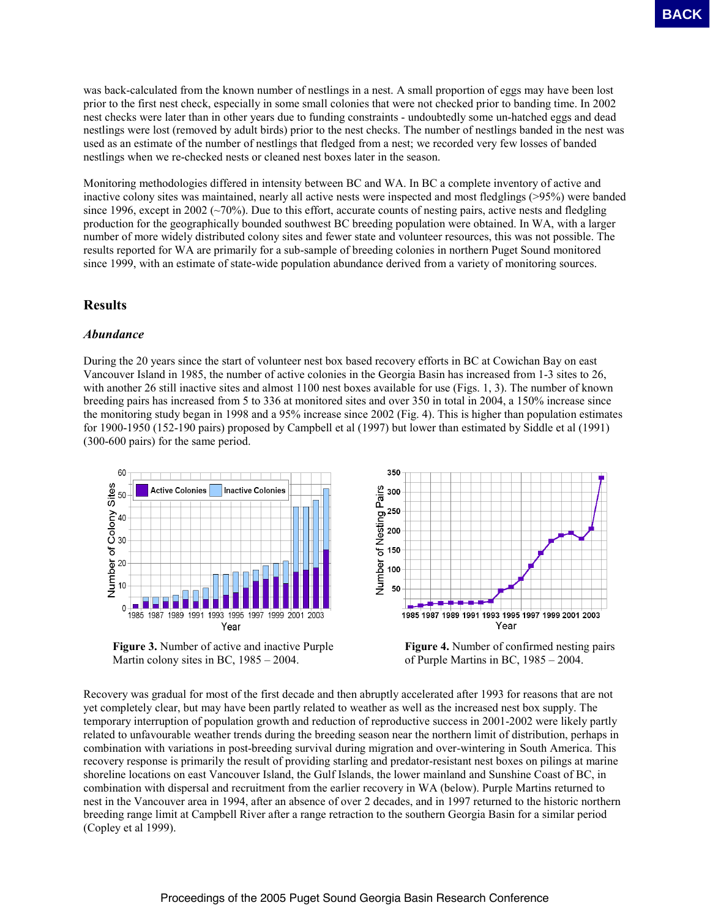was back-calculated from the known number of nestlings in a nest. A small proportion of eggs may have been lost prior to the first nest check, especially in some small colonies that were not checked prior to banding time. In 2002 nest checks were later than in other years due to funding constraints - undoubtedly some un-hatched eggs and dead nestlings were lost (removed by adult birds) prior to the nest checks. The number of nestlings banded in the nest was used as an estimate of the number of nestlings that fledged from a nest; we recorded very few losses of banded nestlings when we re-checked nests or cleaned nest boxes later in the season.

Monitoring methodologies differed in intensity between BC and WA. In BC a complete inventory of active and inactive colony sites was maintained, nearly all active nests were inspected and most fledglings (>95%) were banded since 1996, except in 2002 (~70%). Due to this effort, accurate counts of nesting pairs, active nests and fledgling production for the geographically bounded southwest BC breeding population were obtained. In WA, with a larger number of more widely distributed colony sites and fewer state and volunteer resources, this was not possible. The results reported for WA are primarily for a sub-sample of breeding colonies in northern Puget Sound monitored since 1999, with an estimate of state-wide population abundance derived from a variety of monitoring sources.

## Results

### *Abundance*

During the 20 years since the start of volunteer nest box based recovery efforts in BC at Cowichan Bay on east Vancouver Island in 1985, the number of active colonies in the Georgia Basin has increased from 1-3 sites to 26, with another 26 still inactive sites and almost 1100 nest boxes available for use (Figs. 1, 3). The number of known breeding pairs has increased from 5 to 336 at monitored sites and over 350 in total in 2004, a 150% increase since the monitoring study began in 1998 and a 95% increase since 2002 (Fig. 4). This is higher than population estimates for 1900-1950 (152-190 pairs) proposed by Campbell et al (1997) but lower than estimated by Siddle et al (1991) (300-600 pairs) for the same period.

**Figure 3.** Number of active and inactive Purple Martin colony sites in BC, 1985 – 2004.

**Figure 4.** Number of confirmed nesting pairs of Purple Martins in BC, 1985 – 2004.

Recovery was gradual for most of the first decade and then abruptly accelerated after 1993 for reasons that are not yet completely clear, but may have been partly related to weather as well as the increased nest box supply. The temporary interruption of population growth and reduction of reproductive success in 2001-2002 were likely partly related to unfavourable weather trends during the breeding season near the northern limit of distribution, perhaps in combination with variations in post-breeding survival during migration and over-wintering in South America. This recovery response is primarily the result of providing starling and predator-resistant nest boxes on pilings at marine shoreline locations on east Vancouver Island, the Gulf Islands, the lower mainland and Sunshine Coast of BC, in combination with dispersal and recruitment from the earlier recovery in WA (below). Purple Martins returned to nest in the Vancouver area in 1994, after an absence of over 2 decades, and in 1997 returned to the historic northern breeding range limit at Campbell River after a range retraction to the southern Georgia Basin for a similar period (Copley et al 1999).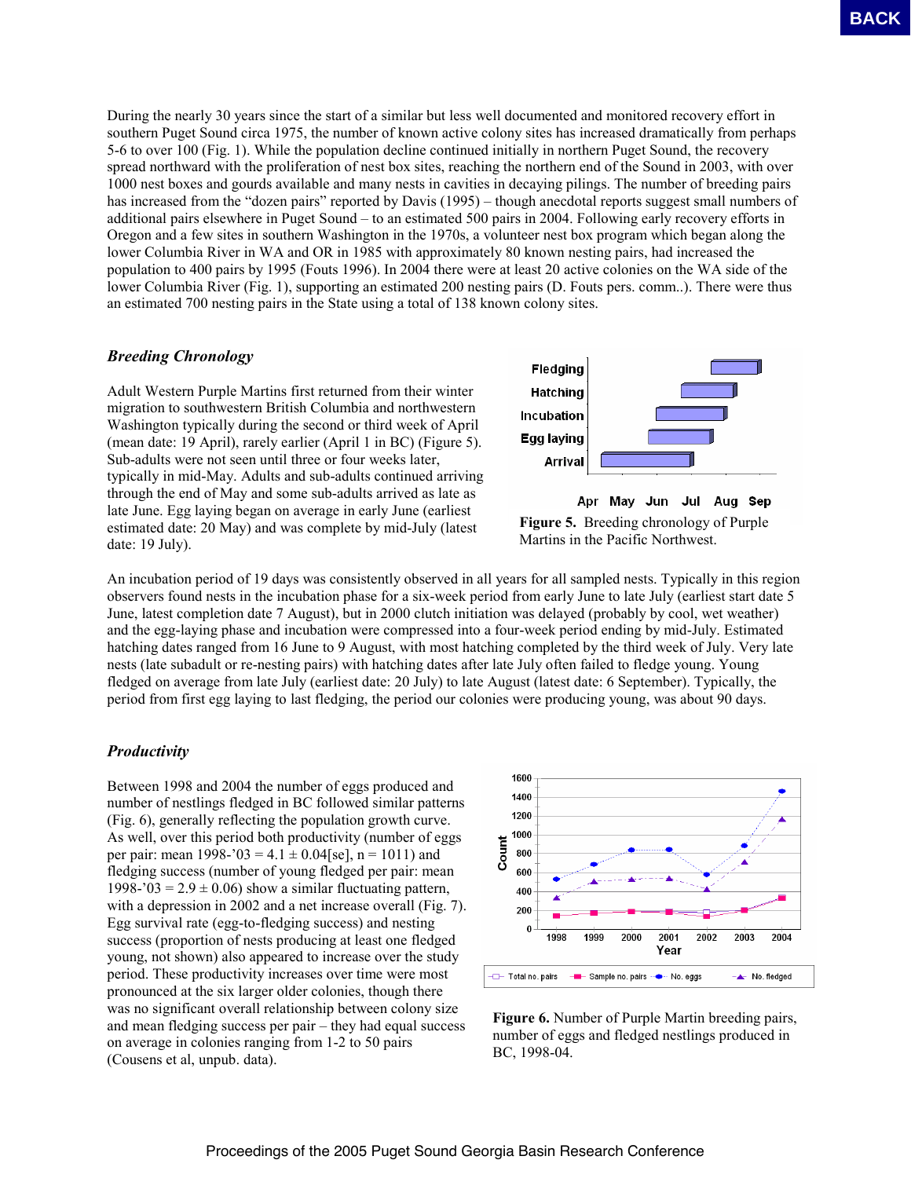During the nearly 30 years since the start of a similar but less well documented and monitored recovery effort in southern Puget Sound circa 1975, the number of known active colony sites has increased dramatically from perhaps 5-6 to over 100 (Fig. 1). While the population decline continued initially in northern Puget Sound, the recovery spread northward with the proliferation of nest box sites, reaching the northern end of the Sound in 2003, with over 1000 nest boxes and gourds available and many nests in cavities in decaying pilings. The number of breeding pairs has increased from the "dozen pairs" reported by Davis (1995) – though anecdotal reports suggest small numbers of additional pairs elsewhere in Puget Sound – to an estimated 500 pairs in 2004. Following early recovery efforts in Oregon and a few sites in southern Washington in the 1970s, a volunteer nest box program which began along the lower Columbia River in WA and OR in 1985 with approximately 80 known nesting pairs, had increased the population to 400 pairs by 1995 (Fouts 1996). In 2004 there were at least 20 active colonies on the WA side of the lower Columbia River (Fig. 1), supporting an estimated 200 nesting pairs (D. Fouts pers. comm..). There were thus an estimated 700 nesting pairs in the State using a total of 138 known colony sites.

### *Breeding Chronology*

Adult Western Purple Martins first returned from their winter migration to southwestern British Columbia and northwestern Washington typically during the second or third week of April (mean date: 19 April), rarely earlier (April 1 in BC) (Figure 5). Sub-adults were not seen until three or four weeks later, typically in mid-May. Adults and sub-adults continued arriving through the end of May and some sub-adults arrived as late as late June. Egg laying began on average in early June (earliest estimated date: 20 May) and was complete by mid-July (latest date: 19 July).

**Figure 5.** Breeding chronology of Purple Martins in the Pacific Northwest.

An incubation period of 19 days was consistently observed in all years for all sampled nests. Typically in this region observers found nests in the incubation phase for a six-week period from early June to late July (earliest start date 5 June, latest completion date 7 August), but in 2000 clutch initiation was delayed (probably by cool, wet weather) and the egg-laying phase and incubation were compressed into a four-week period ending by mid-July. Estimated hatching dates ranged from 16 June to 9 August, with most hatching completed by the third week of July. Very late nests (late subadult or re-nesting pairs) with hatching dates after late July often failed to fledge young. Young fledged on average from late July (earliest date: 20 July) to late August (latest date: 6 September). Typically, the period from first egg laying to last fledging, the period our colonies were producing young, was about 90 days.

### *Productivity*

Between 1998 and 2004 the number of eggs produced and number of nestlings fledged in BC followed similar patterns (Fig. 6), generally reflecting the population growth curve. As well, over this period both productivity (number of eggs per pair: mean 1998-'03 = 4.1 ± 0.04[se], n = 1011) and fledging success (number of young fledged per pair: mean 1998-'03 = 2.9 ± 0.06) show a similar fluctuating pattern, with a depression in 2002 and a net increase overall (Fig. 7). Egg survival rate (egg-to-fledging success) and nesting success (proportion of nests producing at least one fledged young, not shown) also appeared to increase over the study period. These productivity increases over time were most pronounced at the six larger older colonies, though there was no significant overall relationship between colony size and mean fledging success per pair – they had equal success on average in colonies ranging from 1-2 to 50 pairs (Cousens et al, unpub. data).

**Figure 6.** Number of Purple Martin breeding pairs, number of eggs and fledged nestlings produced in BC, 1998-04.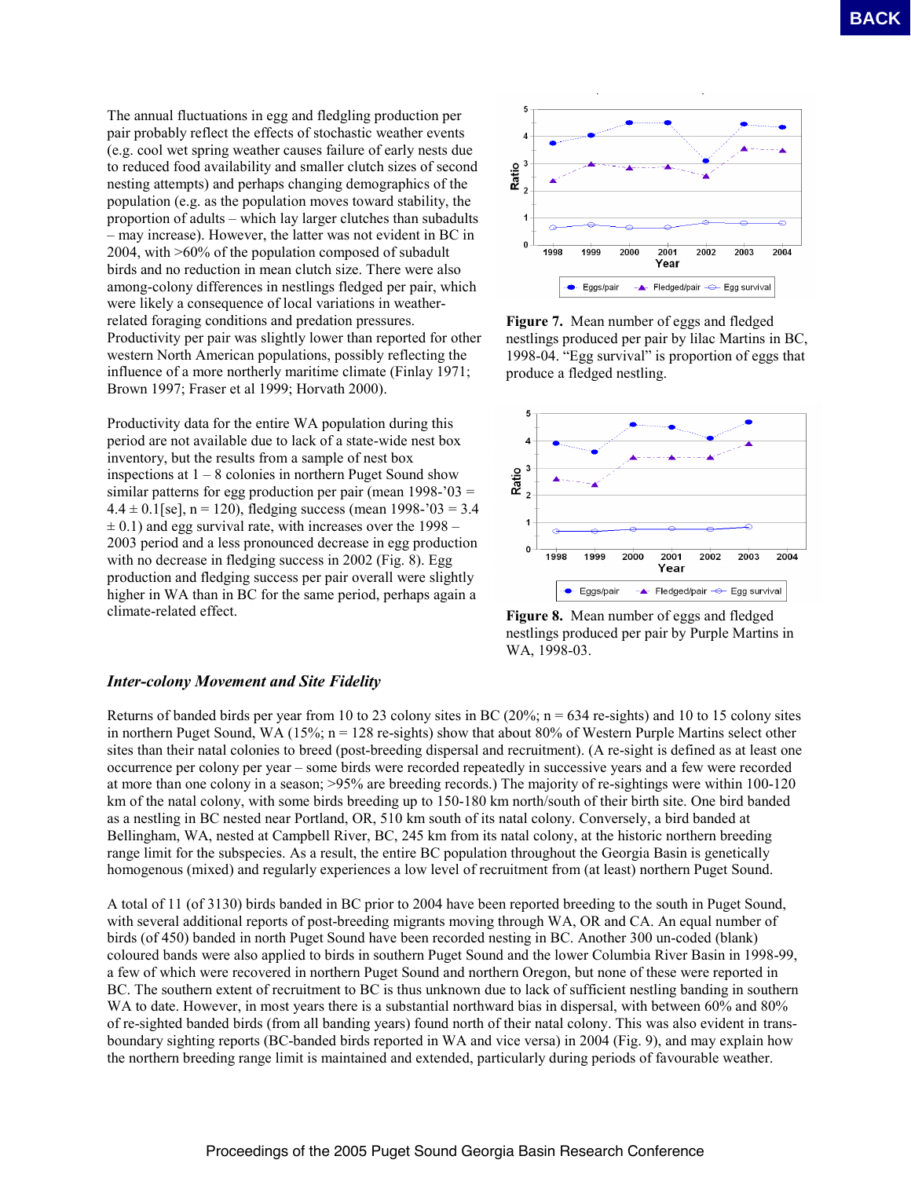The annual fluctuations in egg and fledgling production per pair probably reflect the effects of stochastic weather events (e.g. cool wet spring weather causes failure of early nests due to reduced food availability and smaller clutch sizes of second nesting attempts) and perhaps changing demographics of the population (e.g. as the population moves toward stability, the proportion of adults – which lay larger clutches than subadults – may increase). However, the latter was not evident in BC in 2004, with >60% of the population composed of subadult birds and no reduction in mean clutch size. There were also among-colony differences in nestlings fledged per pair, which were likely a consequence of local variations in weather-related foraging conditions and predation pressures. Productivity per pair was slightly lower than reported for other western North American populations, possibly reflecting the influence of a more northerly maritime climate (Finlay 1971; Brown 1997; Fraser et al 1999; Horvath 2000).

Productivity data for the entire WA population during this period are not available due to lack of a state-wide nest box inventory, but the results from a sample of nest box inspections at 1 – 8 colonies in northern Puget Sound show similar patterns for egg production per pair (mean 1998-'03 = 4.4 ± 0.1[se], n = 120), fledging success (mean 1998-'03 = 3.4 ± 0.1) and egg survival rate, with increases over the 1998 – 2003 period and a less pronounced decrease in egg production with no decrease in fledging success in 2002 (Fig. 8). Egg production and fledging success per pair overall were slightly higher in WA than in BC for the same period, perhaps again a climate-related effect.

**Figure 7.** Mean number of eggs and fledged nestlings produced per pair by lilac Martins in BC, 1998-04. "Egg survival" is proportion of eggs that produce a fledged nestling.

**Figure 8.** Mean number of eggs and fledged nestlings produced per pair by Purple Martins in WA, 1998-03.

### *Inter-colony Movement and Site Fidelity*

Returns of banded birds per year from 10 to 23 colony sites in BC (20%; n = 634 re-sights) and 10 to 15 colony sites in northern Puget Sound, WA (15%; n = 128 re-sights) show that about 80% of Western Purple Martins select other sites than their natal colonies to breed (post-breeding dispersal and recruitment). (A re-sight is defined as at least one occurrence per colony per year – some birds were recorded repeatedly in successive years and a few were recorded at more than one colony in a season; >95% are breeding records.) The majority of re-sightings were within 100-120 km of the natal colony, with some birds breeding up to 150-180 km north/south of their birth site. One bird banded as a nestling in BC nested near Portland, OR, 510 km south of its natal colony. Conversely, a bird banded at Bellingham, WA, nested at Campbell River, BC, 245 km from its natal colony, at the historic northern breeding range limit for the subspecies. As a result, the entire BC population throughout the Georgia Basin is genetically homogenous (mixed) and regularly experiences a low level of recruitment from (at least) northern Puget Sound.

A total of 11 (of 3130) birds banded in BC prior to 2004 have been reported breeding to the south in Puget Sound, with several additional reports of post-breeding migrants moving through WA, OR and CA. An equal number of birds (of 450) banded in north Puget Sound have been recorded nesting in BC. Another 300 un-coded (blank) coloured bands were also applied to birds in southern Puget Sound and the lower Columbia River Basin in 1998-99, a few of which were recovered in northern Puget Sound and northern Oregon, but none of these were reported in BC. The southern extent of recruitment to BC is thus unknown due to lack of sufficient nestling banding in southern WA to date. However, in most years there is a substantial northward bias in dispersal, with between 60% and 80% of re-sighted banded birds (from all banding years) found north of their natal colony. This was also evident in trans-boundary sighting reports (BC-banded birds reported in WA and vice versa) in 2004 (Fig. 9), and may explain how the northern breeding range limit is maintained and extended, particularly during periods of favourable weather.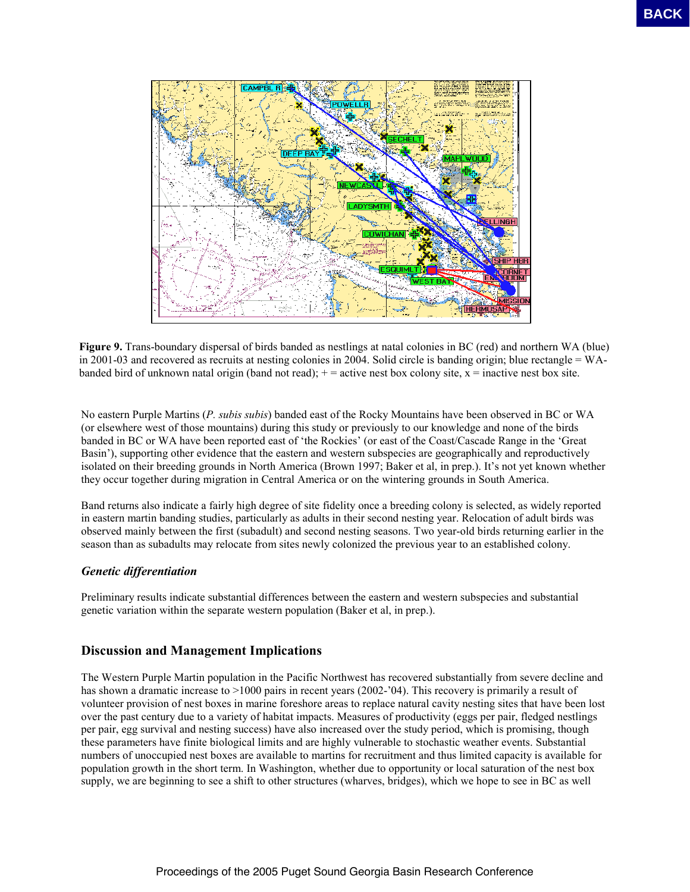**Figure 9.** Trans-boundary dispersal of birds banded as nestlings at natal colonies in BC (red) and northern WA (blue) in 2001-03 and recovered as recruits at nesting colonies in 2004. Solid circle is banding origin; blue rectangle = WA-banded bird of unknown natal origin (band not read); + = active nest box colony site, x = inactive nest box site.

No eastern Purple Martins (*P. subis subis*) banded east of the Rocky Mountains have been observed in BC or WA (or elsewhere west of those mountains) during this study or previously to our knowledge and none of the birds banded in BC or WA have been reported east of 'the Rockies' (or east of the Coast/Cascade Range in the 'Great Basin'), supporting other evidence that the eastern and western subspecies are geographically and reproductively isolated on their breeding grounds in North America (Brown 1997; Baker et al, in prep.). It's not yet known whether they occur together during migration in Central America or on the wintering grounds in South America.

Band returns also indicate a fairly high degree of site fidelity once a breeding colony is selected, as widely reported in eastern martin banding studies, particularly as adults in their second nesting year. Relocation of adult birds was observed mainly between the first (subadult) and second nesting seasons. Two year-old birds returning earlier in the season than as subadults may relocate from sites newly colonized the previous year to an established colony.

### *Genetic differentiation*

Preliminary results indicate substantial differences between the eastern and western subspecies and substantial genetic variation within the separate western population (Baker et al, in prep.).

## Discussion and Management Implications

The Western Purple Martin population in the Pacific Northwest has recovered substantially from severe decline and has shown a dramatic increase to >1000 pairs in recent years (2002-'04). This recovery is primarily a result of volunteer provision of nest boxes in marine foreshore areas to replace natural cavity nesting sites that have been lost over the past century due to a variety of habitat impacts. Measures of productivity (eggs per pair, fledged nestlings per pair, egg survival and nesting success) have also increased over the study period, which is promising, though these parameters have finite biological limits and are highly vulnerable to stochastic weather events. Substantial numbers of unoccupied nest boxes are available to martins for recruitment and thus limited capacity is available for population growth in the short term. In Washington, whether due to opportunity or local saturation of the nest box supply, we are beginning to see a shift to other structures (wharves, bridges), which we hope to see in BC as well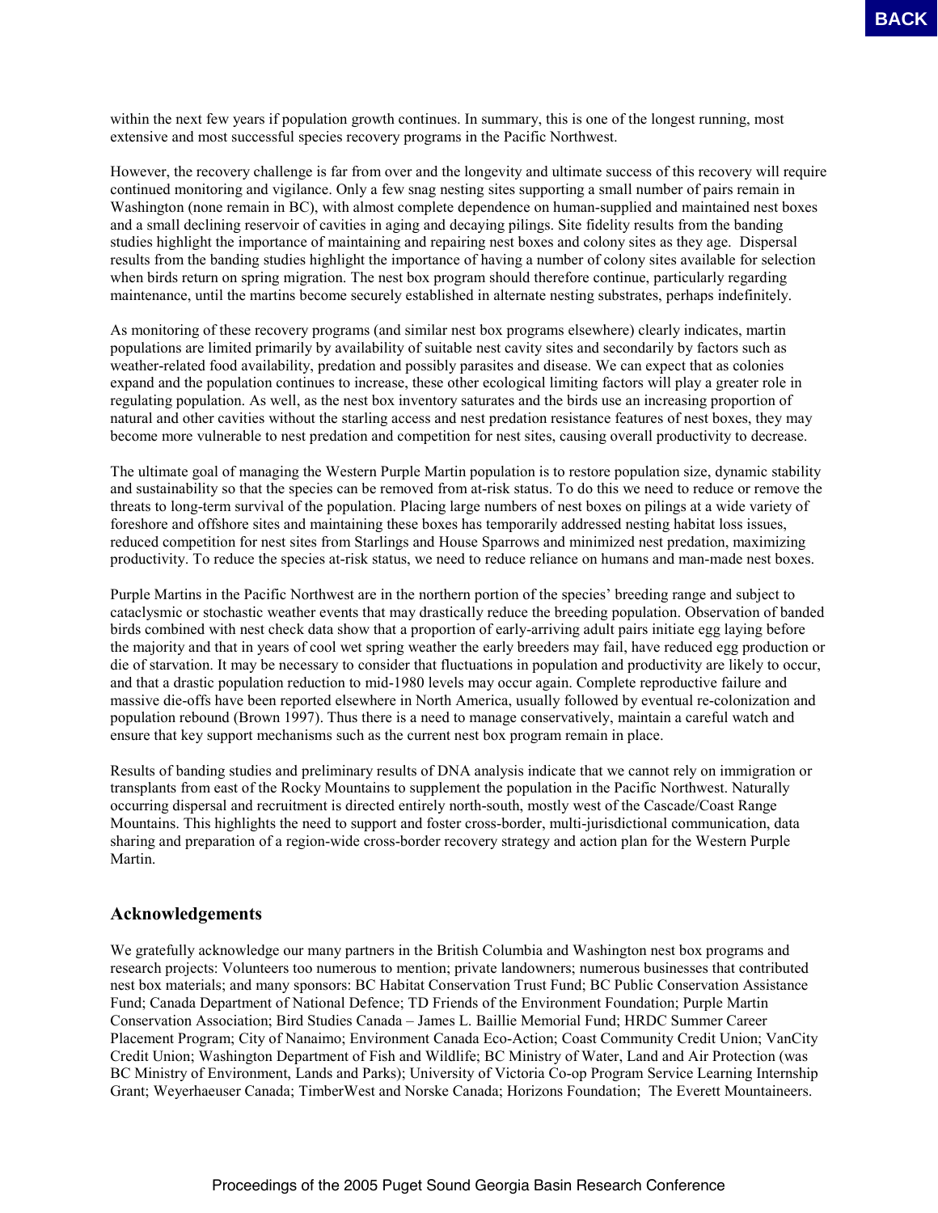within the next few years if population growth continues. In summary, this is one of the longest running, most extensive and most successful species recovery programs in the Pacific Northwest.

However, the recovery challenge is far from over and the longevity and ultimate success of this recovery will require continued monitoring and vigilance. Only a few snag nesting sites supporting a small number of pairs remain in Washington (none remain in BC), with almost complete dependence on human-supplied and maintained nest boxes and a small declining reservoir of cavities in aging and decaying pilings. Site fidelity results from the banding studies highlight the importance of maintaining and repairing nest boxes and colony sites as they age. Dispersal results from the banding studies highlight the importance of having a number of colony sites available for selection when birds return on spring migration. The nest box program should therefore continue, particularly regarding maintenance, until the martins become securely established in alternate nesting substrates, perhaps indefinitely.

As monitoring of these recovery programs (and similar nest box programs elsewhere) clearly indicates, martin populations are limited primarily by availability of suitable nest cavity sites and secondarily by factors such as weather-related food availability, predation and possibly parasites and disease. We can expect that as colonies expand and the population continues to increase, these other ecological limiting factors will play a greater role in regulating population. As well, as the nest box inventory saturates and the birds use an increasing proportion of natural and other cavities without the starling access and nest predation resistance features of nest boxes, they may become more vulnerable to nest predation and competition for nest sites, causing overall productivity to decrease.

The ultimate goal of managing the Western Purple Martin population is to restore population size, dynamic stability and sustainability so that the species can be removed from at-risk status. To do this we need to reduce or remove the threats to long-term survival of the population. Placing large numbers of nest boxes on pilings at a wide variety of foreshore and offshore sites and maintaining these boxes has temporarily addressed nesting habitat loss issues, reduced competition for nest sites from Starlings and House Sparrows and minimized nest predation, maximizing productivity. To reduce the species at-risk status, we need to reduce reliance on humans and man-made nest boxes.

Purple Martins in the Pacific Northwest are in the northern portion of the species' breeding range and subject to cataclysmic or stochastic weather events that may drastically reduce the breeding population. Observation of banded birds combined with nest check data show that a proportion of early-arriving adult pairs initiate egg laying before the majority and that in years of cool wet spring weather the early breeders may fail, have reduced egg production or die of starvation. It may be necessary to consider that fluctuations in population and productivity are likely to occur, and that a drastic population reduction to mid-1980 levels may occur again. Complete reproductive failure and massive die-offs have been reported elsewhere in North America, usually followed by eventual re-colonization and population rebound (Brown 1997). Thus there is a need to manage conservatively, maintain a careful watch and ensure that key support mechanisms such as the current nest box program remain in place.

Results of banding studies and preliminary results of DNA analysis indicate that we cannot rely on immigration or transplants from east of the Rocky Mountains to supplement the population in the Pacific Northwest. Naturally occurring dispersal and recruitment is directed entirely north-south, mostly west of the Cascade/Coast Range Mountains. This highlights the need to support and foster cross-border, multi-jurisdictional communication, data sharing and preparation of a region-wide cross-border recovery strategy and action plan for the Western Purple Martin.

## Acknowledgements

We gratefully acknowledge our many partners in the British Columbia and Washington nest box programs and research projects: Volunteers too numerous to mention; private landowners; numerous businesses that contributed nest box materials; and many sponsors: BC Habitat Conservation Trust Fund; BC Public Conservation Assistance Fund; Canada Department of National Defence; TD Friends of the Environment Foundation; Purple Martin Conservation Association; Bird Studies Canada – James L. Baillie Memorial Fund; HRDC Summer Career Placement Program; City of Nanaimo; Environment Canada Eco-Action; Coast Community Credit Union; VanCity Credit Union; Washington Department of Fish and Wildlife; BC Ministry of Water, Land and Air Protection (was BC Ministry of Environment, Lands and Parks); University of Victoria Co-op Program Service Learning Internship Grant; Weyerhaeuser Canada; TimberWest and Norske Canada; Horizons Foundation; The Everett Mountaineers.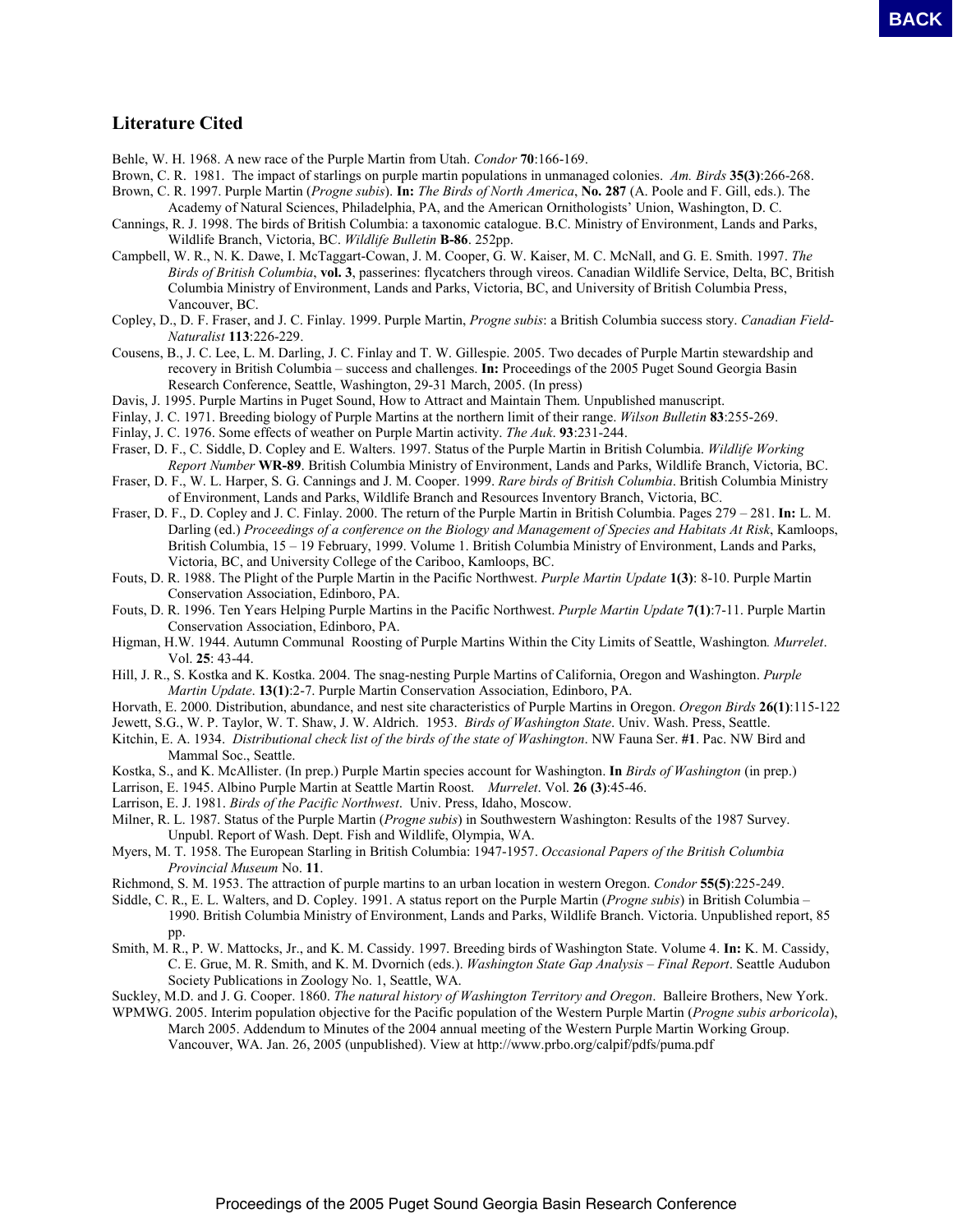## Literature Cited

Behle, W. H. 1968. A new race of the Purple Martin from Utah. *Condor* **70**:166-169.

Brown, C. R. 1981. The impact of starlings on purple martin populations in unmanaged colonies. *Am. Birds* **35(3)**:266-268.

Brown, C. R. 1997. Purple Martin (*Progne subis*). **In:** *The Birds of North America*, **No. 287** (A. Poole and F. Gill, eds.). The Academy of Natural Sciences, Philadelphia, PA, and the American Ornithologists' Union, Washington, D. C.

Cannings, R. J. 1998. The birds of British Columbia: a taxonomic catalogue. B.C. Ministry of Environment, Lands and Parks, Wildlife Branch, Victoria, BC. *Wildlife Bulletin* **B-86**. 252pp.

Campbell, W. R., N. K. Dawe, I. McTaggart-Cowan, J. M. Cooper, G. W. Kaiser, M. C. McNall, and G. E. Smith. 1997. *The Birds of British Columbia*, **vol. 3**, passerines: flycatchers through vireos. Canadian Wildlife Service, Delta, BC, British Columbia Ministry of Environment, Lands and Parks, Victoria, BC, and University of British Columbia Press, Vancouver, BC.

Copley, D., D. F. Fraser, and J. C. Finlay. 1999. Purple Martin, *Progne subis*: a British Columbia success story. *Canadian Field-Naturalist* **113**:226-229.

Cousens, B., J. C. Lee, L. M. Darling, J. C. Finlay and T. W. Gillespie. 2005. Two decades of Purple Martin stewardship and recovery in British Columbia – success and challenges. **In:** Proceedings of the 2005 Puget Sound Georgia Basin Research Conference, Seattle, Washington, 29-31 March, 2005. (In press)

Davis, J. 1995. Purple Martins in Puget Sound, How to Attract and Maintain Them. Unpublished manuscript.

Finlay, J. C. 1971. Breeding biology of Purple Martins at the northern limit of their range. *Wilson Bulletin* **83**:255-269.

Finlay, J. C. 1976. Some effects of weather on Purple Martin activity. *The Auk*. **93**:231-244.

Fraser, D. F., C. Siddle, D. Copley and E. Walters. 1997. Status of the Purple Martin in British Columbia. *Wildlife Working Report Number* **WR-89**. British Columbia Ministry of Environment, Lands and Parks, Wildlife Branch, Victoria, BC.

Fraser, D. F., W. L. Harper, S. G. Cannings and J. M. Cooper. 1999. *Rare birds of British Columbia*. British Columbia Ministry of Environment, Lands and Parks, Wildlife Branch and Resources Inventory Branch, Victoria, BC.

Fraser, D. F., D. Copley and J. C. Finlay. 2000. The return of the Purple Martin in British Columbia. Pages 279 – 281. **In:** L. M. Darling (ed.) *Proceedings of a conference on the Biology and Management of Species and Habitats At Risk*, Kamloops, British Columbia, 15 – 19 February, 1999. Volume 1. British Columbia Ministry of Environment, Lands and Parks, Victoria, BC, and University College of the Cariboo, Kamloops, BC.

Fouts, D. R. 1988. The Plight of the Purple Martin in the Pacific Northwest. *Purple Martin Update* **1(3)**: 8-10. Purple Martin Conservation Association, Edinboro, PA.

Fouts, D. R. 1996. Ten Years Helping Purple Martins in the Pacific Northwest. *Purple Martin Update* **7(1)**:7-11. Purple Martin Conservation Association, Edinboro, PA.

Higman, H.W. 1944. Autumn Communal Roosting of Purple Martins Within the City Limits of Seattle, Washington*. Murrelet*. Vol. **25**: 43-44.

Hill, J. R., S. Kostka and K. Kostka. 2004. The snag-nesting Purple Martins of California, Oregon and Washington. *Purple Martin Update*. **13(1)**:2-7. Purple Martin Conservation Association, Edinboro, PA.

Horvath, E. 2000. Distribution, abundance, and nest site characteristics of Purple Martins in Oregon. *Oregon Birds* **26(1)**:115-122

Jewett, S.G., W. P. Taylor, W. T. Shaw, J. W. Aldrich. 1953. *Birds of Washington State*. Univ. Wash. Press, Seattle.

Kitchin, E. A. 1934. *Distributional check list of the birds of the state of Washington*. NW Fauna Ser. **#1**. Pac. NW Bird and Mammal Soc., Seattle.

Kostka, S., and K. McAllister. (In prep.) Purple Martin species account for Washington. **In** *Birds of Washington* (in prep.)

Larrison, E. 1945. Albino Purple Martin at Seattle Martin Roost. *Murrelet*. Vol. **26 (3)**:45-46.

Larrison, E. J. 1981. *Birds of the Pacific Northwest*. Univ. Press, Idaho, Moscow.

Milner, R. L. 1987. Status of the Purple Martin (*Progne subis*) in Southwestern Washington: Results of the 1987 Survey. Unpubl. Report of Wash. Dept. Fish and Wildlife, Olympia, WA.

Myers, M. T. 1958. The European Starling in British Columbia: 1947-1957. *Occasional Papers of the British Columbia Provincial Museum* No. **11**.

Richmond, S. M. 1953. The attraction of purple martins to an urban location in western Oregon. *Condor* **55(5)**:225-249.

Siddle, C. R., E. L. Walters, and D. Copley. 1991. A status report on the Purple Martin (*Progne subis*) in British Columbia – 1990. British Columbia Ministry of Environment, Lands and Parks, Wildlife Branch. Victoria. Unpublished report, 85 pp.

Smith, M. R., P. W. Mattocks, Jr., and K. M. Cassidy. 1997. Breeding birds of Washington State. Volume 4. **In:** K. M. Cassidy, C. E. Grue, M. R. Smith, and K. M. Dvornich (eds.). *Washington State Gap Analysis – Final Report*. Seattle Audubon Society Publications in Zoology No. 1, Seattle, WA.

Suckley, M.D. and J. G. Cooper. 1860. *The natural history of Washington Territory and Oregon*. Balleire Brothers, New York.

WPMWG. 2005. Interim population objective for the Pacific population of the Western Purple Martin (*Progne subis arboricola*), March 2005. Addendum to Minutes of the 2004 annual meeting of the Western Purple Martin Working Group. Vancouver, WA. Jan. 26, 2005 (unpublished). View at http://www.prbo.org/calpif/pdfs/puma.pdf